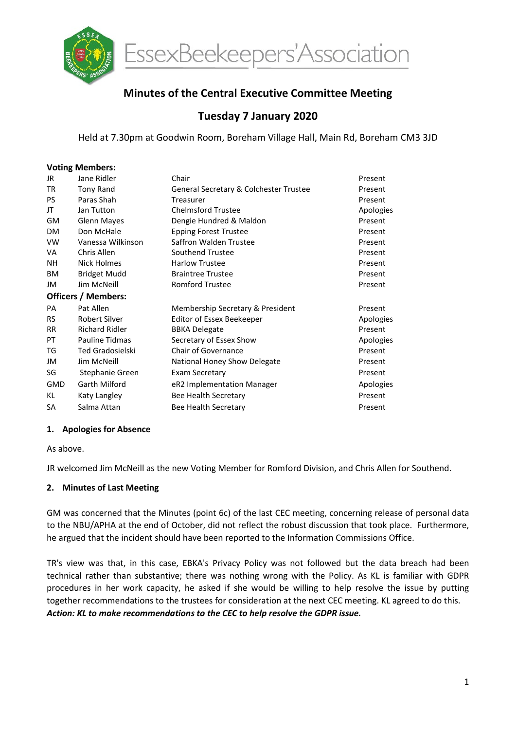EssexBeekeepers'Association

# Minutes of the Central Executive Committee Meeting

## Tuesday 7 January 2020

Held at 7.30pm at Goodwin Room, Boreham Village Hall, Main Rd, Boreham CM3 3JD

| **Voting Members:** | | | |
|---|---|---|---|
| JR | Jane Ridler | Chair | Present |
| TR | Tony Rand | General Secretary & Colchester Trustee | Present |
| PS | Paras Shah | Treasurer | Present |
| JT | Jan Tutton | Chelmsford Trustee | Apologies |
| GM | Glenn Mayes | Dengie Hundred & Maldon | Present |
| DM | Don McHale | Epping Forest Trustee | Present |
| VW | Vanessa Wilkinson | Saffron Walden Trustee | Present |
| VA | Chris Allen | Southend Trustee | Present |
| NH | Nick Holmes | Harlow Trustee | Present |
| BM | Bridget Mudd | Braintree Trustee | Present |
| JM | Jim McNeill | Romford Trustee | Present |
| **Officers / Members:** | | | |
| PA | Pat Allen | Membership Secretary & President | Present |
| RS | Robert Silver | Editor of Essex Beekeeper | Apologies |
| RR | Richard Ridler | BBKA Delegate | Present |
| PT | Pauline Tidmas | Secretary of Essex Show | Apologies |
| TG | Ted Gradosielski | Chair of Governance | Present |
| JM | Jim McNeill | National Honey Show Delegate | Present |
| SG | Stephanie Green | Exam Secretary | Present |
| GMD | Garth Milford | eR2 Implementation Manager | Apologies |
| KL | Katy Langley | Bee Health Secretary | Present |
| SA | Salma Attan | Bee Health Secretary | Present |

### 1. Apologies for Absence

As above.

JR welcomed Jim McNeill as the new Voting Member for Romford Division, and Chris Allen for Southend.

### 2. Minutes of Last Meeting

GM was concerned that the Minutes (point 6c) of the last CEC meeting, concerning release of personal data to the NBU/APHA at the end of October, did not reflect the robust discussion that took place. Furthermore, he argued that the incident should have been reported to the Information Commissions Office.

TR's view was that, in this case, EBKA's Privacy Policy was not followed but the data breach had been technical rather than substantive; there was nothing wrong with the Policy. As KL is familiar with GDPR procedures in her work capacity, he asked if she would be willing to help resolve the issue by putting together recommendations to the trustees for consideration at the next CEC meeting. KL agreed to do this.
***Action: KL to make recommendations to the CEC to help resolve the GDPR issue.***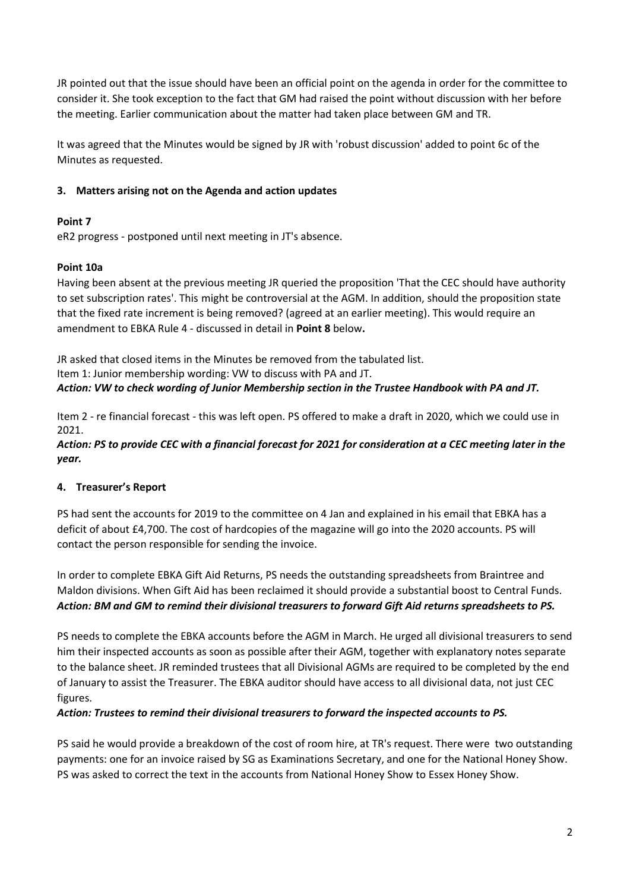JR pointed out that the issue should have been an official point on the agenda in order for the committee to consider it. She took exception to the fact that GM had raised the point without discussion with her before the meeting. Earlier communication about the matter had taken place between GM and TR.

It was agreed that the Minutes would be signed by JR with 'robust discussion' added to point 6c of the Minutes as requested.

### 3. Matters arising not on the Agenda and action updates

**Point 7**

eR2 progress - postponed until next meeting in JT's absence.

**Point 10a**

Having been absent at the previous meeting JR queried the proposition 'That the CEC should have authority to set subscription rates'. This might be controversial at the AGM. In addition, should the proposition state that the fixed rate increment is being removed? (agreed at an earlier meeting). This would require an amendment to EBKA Rule 4 - discussed in detail in **Point 8** below**.**

JR asked that closed items in the Minutes be removed from the tabulated list.
Item 1: Junior membership wording: VW to discuss with PA and JT.
***Action: VW to check wording of Junior Membership section in the Trustee Handbook with PA and JT.***

Item 2 - re financial forecast - this was left open. PS offered to make a draft in 2020, which we could use in 2021.
***Action: PS to provide CEC with a financial forecast for 2021 for consideration at a CEC meeting later in the year.***

### 4. Treasurer's Report

PS had sent the accounts for 2019 to the committee on 4 Jan and explained in his email that EBKA has a deficit of about £4,700. The cost of hardcopies of the magazine will go into the 2020 accounts. PS will contact the person responsible for sending the invoice.

In order to complete EBKA Gift Aid Returns, PS needs the outstanding spreadsheets from Braintree and Maldon divisions. When Gift Aid has been reclaimed it should provide a substantial boost to Central Funds.
***Action: BM and GM to remind their divisional treasurers to forward Gift Aid returns spreadsheets to PS.***

PS needs to complete the EBKA accounts before the AGM in March. He urged all divisional treasurers to send him their inspected accounts as soon as possible after their AGM, together with explanatory notes separate to the balance sheet. JR reminded trustees that all Divisional AGMs are required to be completed by the end of January to assist the Treasurer. The EBKA auditor should have access to all divisional data, not just CEC figures.

***Action: Trustees to remind their divisional treasurers to forward the inspected accounts to PS.***

PS said he would provide a breakdown of the cost of room hire, at TR's request. There were two outstanding payments: one for an invoice raised by SG as Examinations Secretary, and one for the National Honey Show. PS was asked to correct the text in the accounts from National Honey Show to Essex Honey Show.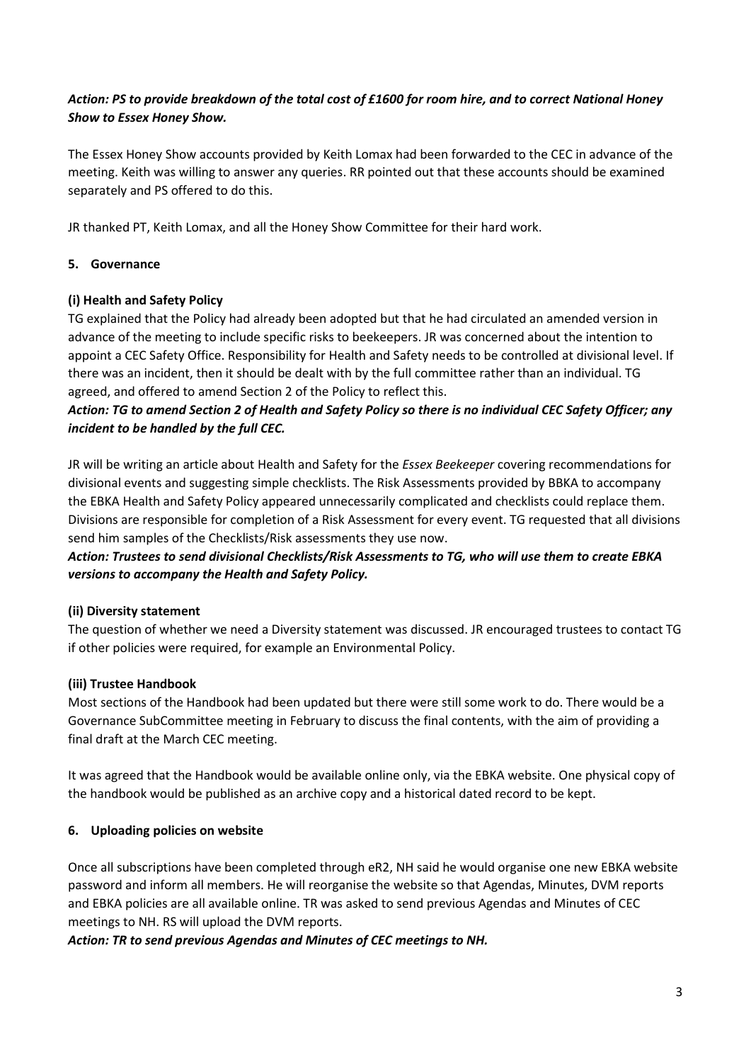***Action: PS to provide breakdown of the total cost of £1600 for room hire, and to correct National Honey Show to Essex Honey Show.***

The Essex Honey Show accounts provided by Keith Lomax had been forwarded to the CEC in advance of the meeting. Keith was willing to answer any queries. RR pointed out that these accounts should be examined separately and PS offered to do this.

JR thanked PT, Keith Lomax, and all the Honey Show Committee for their hard work.

## 5. Governance

### (i) Health and Safety Policy

TG explained that the Policy had already been adopted but that he had circulated an amended version in advance of the meeting to include specific risks to beekeepers. JR was concerned about the intention to appoint a CEC Safety Office. Responsibility for Health and Safety needs to be controlled at divisional level. If there was an incident, then it should be dealt with by the full committee rather than an individual. TG agreed, and offered to amend Section 2 of the Policy to reflect this.

***Action: TG to amend Section 2 of Health and Safety Policy so there is no individual CEC Safety Officer; any incident to be handled by the full CEC.***

JR will be writing an article about Health and Safety for the *Essex Beekeeper* covering recommendations for divisional events and suggesting simple checklists. The Risk Assessments provided by BBKA to accompany the EBKA Health and Safety Policy appeared unnecessarily complicated and checklists could replace them. Divisions are responsible for completion of a Risk Assessment for every event. TG requested that all divisions send him samples of the Checklists/Risk assessments they use now.

***Action: Trustees to send divisional Checklists/Risk Assessments to TG, who will use them to create EBKA versions to accompany the Health and Safety Policy.***

### (ii) Diversity statement

The question of whether we need a Diversity statement was discussed. JR encouraged trustees to contact TG if other policies were required, for example an Environmental Policy.

### (iii) Trustee Handbook

Most sections of the Handbook had been updated but there were still some work to do. There would be a Governance SubCommittee meeting in February to discuss the final contents, with the aim of providing a final draft at the March CEC meeting.

It was agreed that the Handbook would be available online only, via the EBKA website. One physical copy of the handbook would be published as an archive copy and a historical dated record to be kept.

## 6. Uploading policies on website

Once all subscriptions have been completed through eR2, NH said he would organise one new EBKA website password and inform all members. He will reorganise the website so that Agendas, Minutes, DVM reports and EBKA policies are all available online. TR was asked to send previous Agendas and Minutes of CEC meetings to NH. RS will upload the DVM reports.

***Action: TR to send previous Agendas and Minutes of CEC meetings to NH.***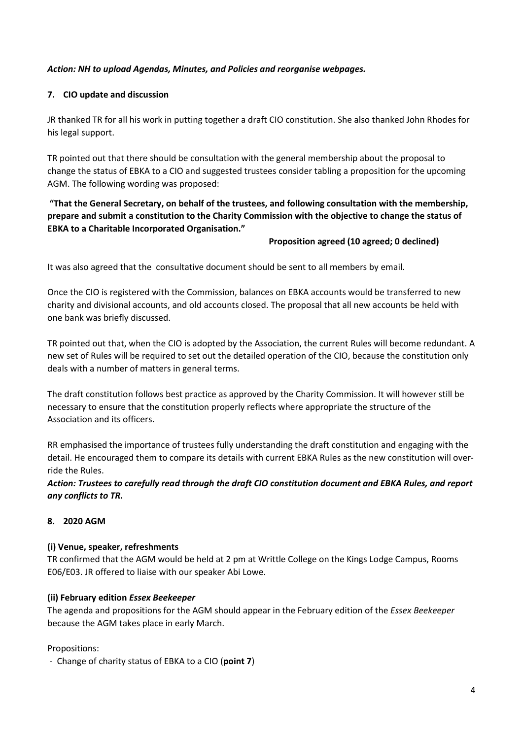***Action: NH to upload Agendas, Minutes, and Policies and reorganise webpages.***

## 7. CIO update and discussion

JR thanked TR for all his work in putting together a draft CIO constitution. She also thanked John Rhodes for his legal support.

TR pointed out that there should be consultation with the general membership about the proposal to change the status of EBKA to a CIO and suggested trustees consider tabling a proposition for the upcoming AGM. The following wording was proposed:

**"That the General Secretary, on behalf of the trustees, and following consultation with the membership, prepare and submit a constitution to the Charity Commission with the objective to change the status of EBKA to a Charitable Incorporated Organisation."**

**Proposition agreed (10 agreed; 0 declined)**

It was also agreed that the consultative document should be sent to all members by email.

Once the CIO is registered with the Commission, balances on EBKA accounts would be transferred to new charity and divisional accounts, and old accounts closed. The proposal that all new accounts be held with one bank was briefly discussed.

TR pointed out that, when the CIO is adopted by the Association, the current Rules will become redundant. A new set of Rules will be required to set out the detailed operation of the CIO, because the constitution only deals with a number of matters in general terms.

The draft constitution follows best practice as approved by the Charity Commission. It will however still be necessary to ensure that the constitution properly reflects where appropriate the structure of the Association and its officers.

RR emphasised the importance of trustees fully understanding the draft constitution and engaging with the detail. He encouraged them to compare its details with current EBKA Rules as the new constitution will over-ride the Rules.

***Action: Trustees to carefully read through the draft CIO constitution document and EBKA Rules, and report any conflicts to TR.***

## 8. 2020 AGM

### (i) Venue, speaker, refreshments

TR confirmed that the AGM would be held at 2 pm at Writtle College on the Kings Lodge Campus, Rooms E06/E03. JR offered to liaise with our speaker Abi Lowe.

### (ii) February edition *Essex Beekeeper*

The agenda and propositions for the AGM should appear in the February edition of the *Essex Beekeeper* because the AGM takes place in early March.

Propositions:

- Change of charity status of EBKA to a CIO (**point 7**)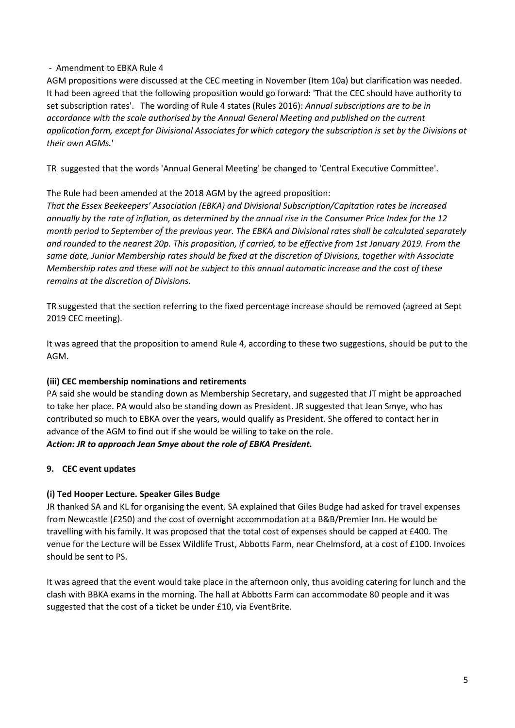- Amendment to EBKA Rule 4

AGM propositions were discussed at the CEC meeting in November (Item 10a) but clarification was needed. It had been agreed that the following proposition would go forward: 'That the CEC should have authority to set subscription rates'. The wording of Rule 4 states (Rules 2016): *Annual subscriptions are to be in accordance with the scale authorised by the Annual General Meeting and published on the current application form, except for Divisional Associates for which category the subscription is set by the Divisions at their own AGMs.*'

TR suggested that the words 'Annual General Meeting' be changed to 'Central Executive Committee'.

The Rule had been amended at the 2018 AGM by the agreed proposition:

*That the Essex Beekeepers' Association (EBKA) and Divisional Subscription/Capitation rates be increased annually by the rate of inflation, as determined by the annual rise in the Consumer Price Index for the 12 month period to September of the previous year. The EBKA and Divisional rates shall be calculated separately and rounded to the nearest 20p. This proposition, if carried, to be effective from 1st January 2019. From the same date, Junior Membership rates should be fixed at the discretion of Divisions, together with Associate Membership rates and these will not be subject to this annual automatic increase and the cost of these remains at the discretion of Divisions.*

TR suggested that the section referring to the fixed percentage increase should be removed (agreed at Sept 2019 CEC meeting).

It was agreed that the proposition to amend Rule 4, according to these two suggestions, should be put to the AGM.

**(iii) CEC membership nominations and retirements**

PA said she would be standing down as Membership Secretary, and suggested that JT might be approached to take her place. PA would also be standing down as President. JR suggested that Jean Smye, who has contributed so much to EBKA over the years, would qualify as President. She offered to contact her in advance of the AGM to find out if she would be willing to take on the role.

***Action: JR to approach Jean Smye about the role of EBKA President.***

## 9. CEC event updates

**(i) Ted Hooper Lecture. Speaker Giles Budge**

JR thanked SA and KL for organising the event. SA explained that Giles Budge had asked for travel expenses from Newcastle (£250) and the cost of overnight accommodation at a B&B/Premier Inn. He would be travelling with his family. It was proposed that the total cost of expenses should be capped at £400. The venue for the Lecture will be Essex Wildlife Trust, Abbotts Farm, near Chelmsford, at a cost of £100. Invoices should be sent to PS.

It was agreed that the event would take place in the afternoon only, thus avoiding catering for lunch and the clash with BBKA exams in the morning. The hall at Abbotts Farm can accommodate 80 people and it was suggested that the cost of a ticket be under £10, via EventBrite.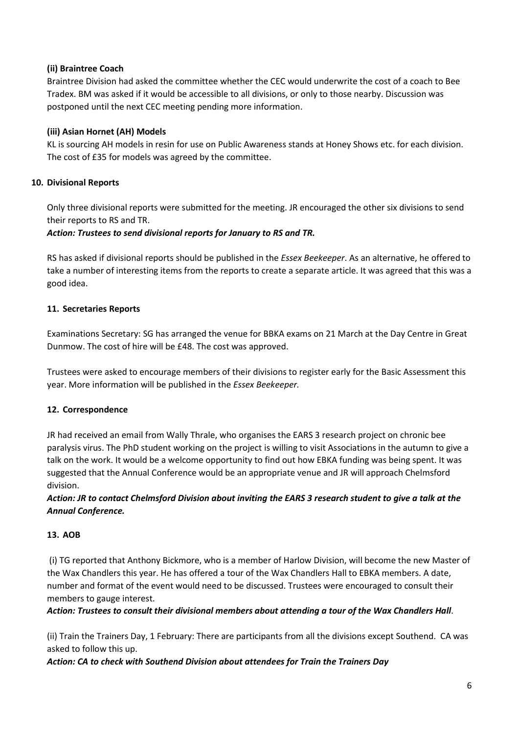**(ii) Braintree Coach**

Braintree Division had asked the committee whether the CEC would underwrite the cost of a coach to Bee Tradex. BM was asked if it would be accessible to all divisions, or only to those nearby. Discussion was postponed until the next CEC meeting pending more information.

**(iii) Asian Hornet (AH) Models**

KL is sourcing AH models in resin for use on Public Awareness stands at Honey Shows etc. for each division. The cost of £35 for models was agreed by the committee.

**10. Divisional Reports**

Only three divisional reports were submitted for the meeting. JR encouraged the other six divisions to send their reports to RS and TR.

***Action: Trustees to send divisional reports for January to RS and TR.***

RS has asked if divisional reports should be published in the *Essex Beekeeper*. As an alternative, he offered to take a number of interesting items from the reports to create a separate article. It was agreed that this was a good idea.

**11. Secretaries Reports**

Examinations Secretary: SG has arranged the venue for BBKA exams on 21 March at the Day Centre in Great Dunmow. The cost of hire will be £48. The cost was approved.

Trustees were asked to encourage members of their divisions to register early for the Basic Assessment this year. More information will be published in the *Essex Beekeeper.*

**12. Correspondence**

JR had received an email from Wally Thrale, who organises the EARS 3 research project on chronic bee paralysis virus. The PhD student working on the project is willing to visit Associations in the autumn to give a talk on the work. It would be a welcome opportunity to find out how EBKA funding was being spent. It was suggested that the Annual Conference would be an appropriate venue and JR will approach Chelmsford division.

***Action: JR to contact Chelmsford Division about inviting the EARS 3 research student to give a talk at the Annual Conference.***

**13. AOB**

(i) TG reported that Anthony Bickmore, who is a member of Harlow Division, will become the new Master of the Wax Chandlers this year. He has offered a tour of the Wax Chandlers Hall to EBKA members. A date, number and format of the event would need to be discussed. Trustees were encouraged to consult their members to gauge interest.

***Action: Trustees to consult their divisional members about attending a tour of the Wax Chandlers Hall*.**

(ii) Train the Trainers Day, 1 February: There are participants from all the divisions except Southend. CA was asked to follow this up.

***Action: CA to check with Southend Division about attendees for Train the Trainers Day***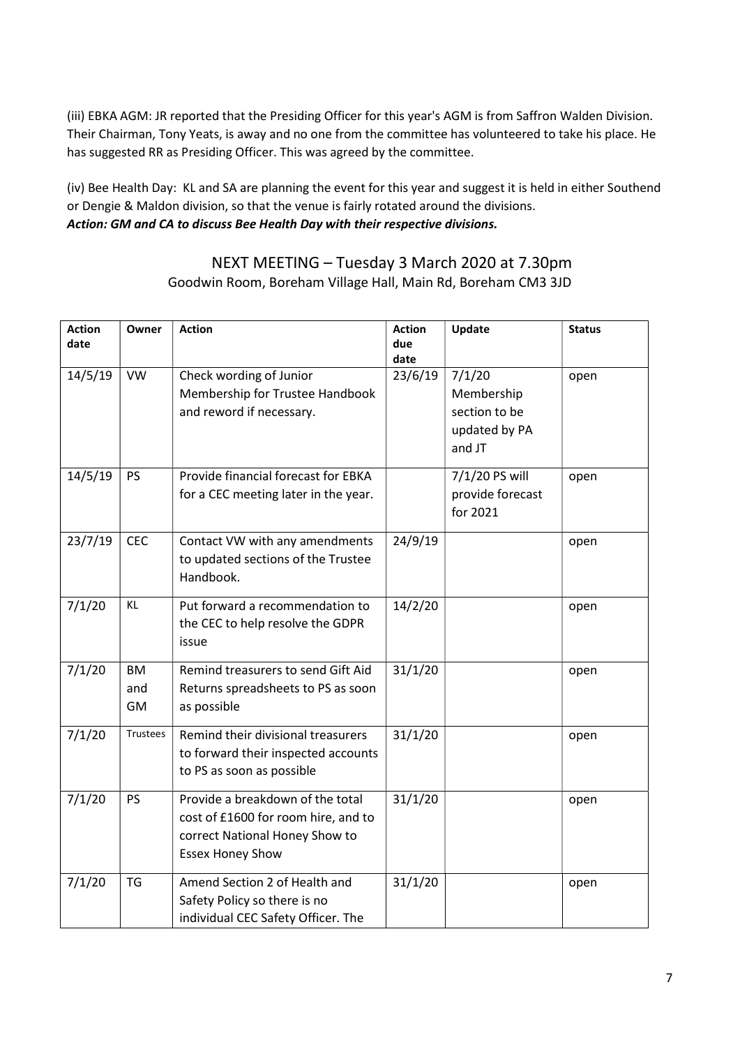(iii) EBKA AGM: JR reported that the Presiding Officer for this year's AGM is from Saffron Walden Division. Their Chairman, Tony Yeats, is away and no one from the committee has volunteered to take his place. He has suggested RR as Presiding Officer. This was agreed by the committee.

(iv) Bee Health Day: KL and SA are planning the event for this year and suggest it is held in either Southend or Dengie & Maldon division, so that the venue is fairly rotated around the divisions.
***Action: GM and CA to discuss Bee Health Day with their respective divisions.***

NEXT MEETING – Tuesday 3 March 2020 at 7.30pm
Goodwin Room, Boreham Village Hall, Main Rd, Boreham CM3 3JD

| Action date | Owner | Action | Action due date | Update | Status |
|---|---|---|---|---|---|
| 14/5/19 | VW | Check wording of Junior Membership for Trustee Handbook and reword if necessary. | 23/6/19 | 7/1/20 Membership section to be updated by PA and JT | open |
| 14/5/19 | PS | Provide financial forecast for EBKA for a CEC meeting later in the year. | | 7/1/20 PS will provide forecast for 2021 | open |
| 23/7/19 | CEC | Contact VW with any amendments to updated sections of the Trustee Handbook. | 24/9/19 | | open |
| 7/1/20 | KL | Put forward a recommendation to the CEC to help resolve the GDPR issue | 14/2/20 | | open |
| 7/1/20 | BM and GM | Remind treasurers to send Gift Aid Returns spreadsheets to PS as soon as possible | 31/1/20 | | open |
| 7/1/20 | Trustees | Remind their divisional treasurers to forward their inspected accounts to PS as soon as possible | 31/1/20 | | open |
| 7/1/20 | PS | Provide a breakdown of the total cost of £1600 for room hire, and to correct National Honey Show to Essex Honey Show | 31/1/20 | | open |
| 7/1/20 | TG | Amend Section 2 of Health and Safety Policy so there is no individual CEC Safety Officer. The | 31/1/20 | | open |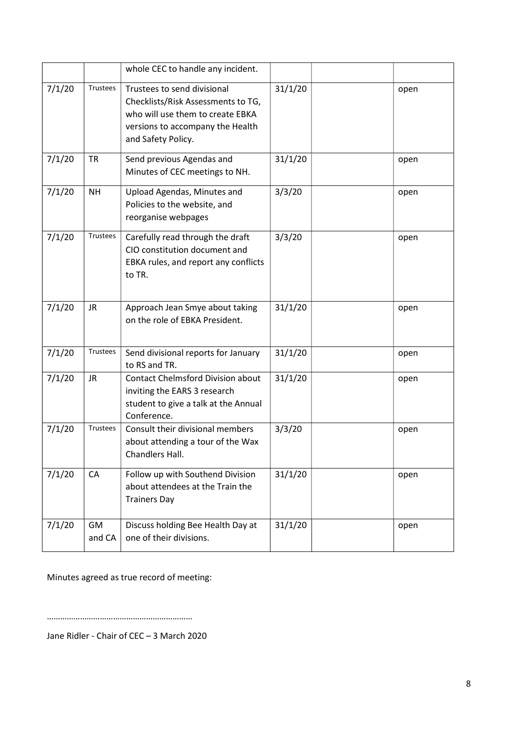| | | | | | |
|---|---|---|---|---|---|
| | | whole CEC to handle any incident. | | | |
| 7/1/20 | Trustees | Trustees to send divisional Checklists/Risk Assessments to TG, who will use them to create EBKA versions to accompany the Health and Safety Policy. | 31/1/20 | | open |
| 7/1/20 | TR | Send previous Agendas and Minutes of CEC meetings to NH. | 31/1/20 | | open |
| 7/1/20 | NH | Upload Agendas, Minutes and Policies to the website, and reorganise webpages | 3/3/20 | | open |
| 7/1/20 | Trustees | Carefully read through the draft CIO constitution document and EBKA rules, and report any conflicts to TR. | 3/3/20 | | open |
| 7/1/20 | JR | Approach Jean Smye about taking on the role of EBKA President. | 31/1/20 | | open |
| 7/1/20 | Trustees | Send divisional reports for January to RS and TR. | 31/1/20 | | open |
| 7/1/20 | JR | Contact Chelmsford Division about inviting the EARS 3 research student to give a talk at the Annual Conference. | 31/1/20 | | open |
| 7/1/20 | Trustees | Consult their divisional members about attending a tour of the Wax Chandlers Hall. | 3/3/20 | | open |
| 7/1/20 | CA | Follow up with Southend Division about attendees at the Train the Trainers Day | 31/1/20 | | open |
| 7/1/20 | GM and CA | Discuss holding Bee Health Day at one of their divisions. | 31/1/20 | | open |

Minutes agreed as true record of meeting:

………………………………………………………

Jane Ridler - Chair of CEC – 3 March 2020